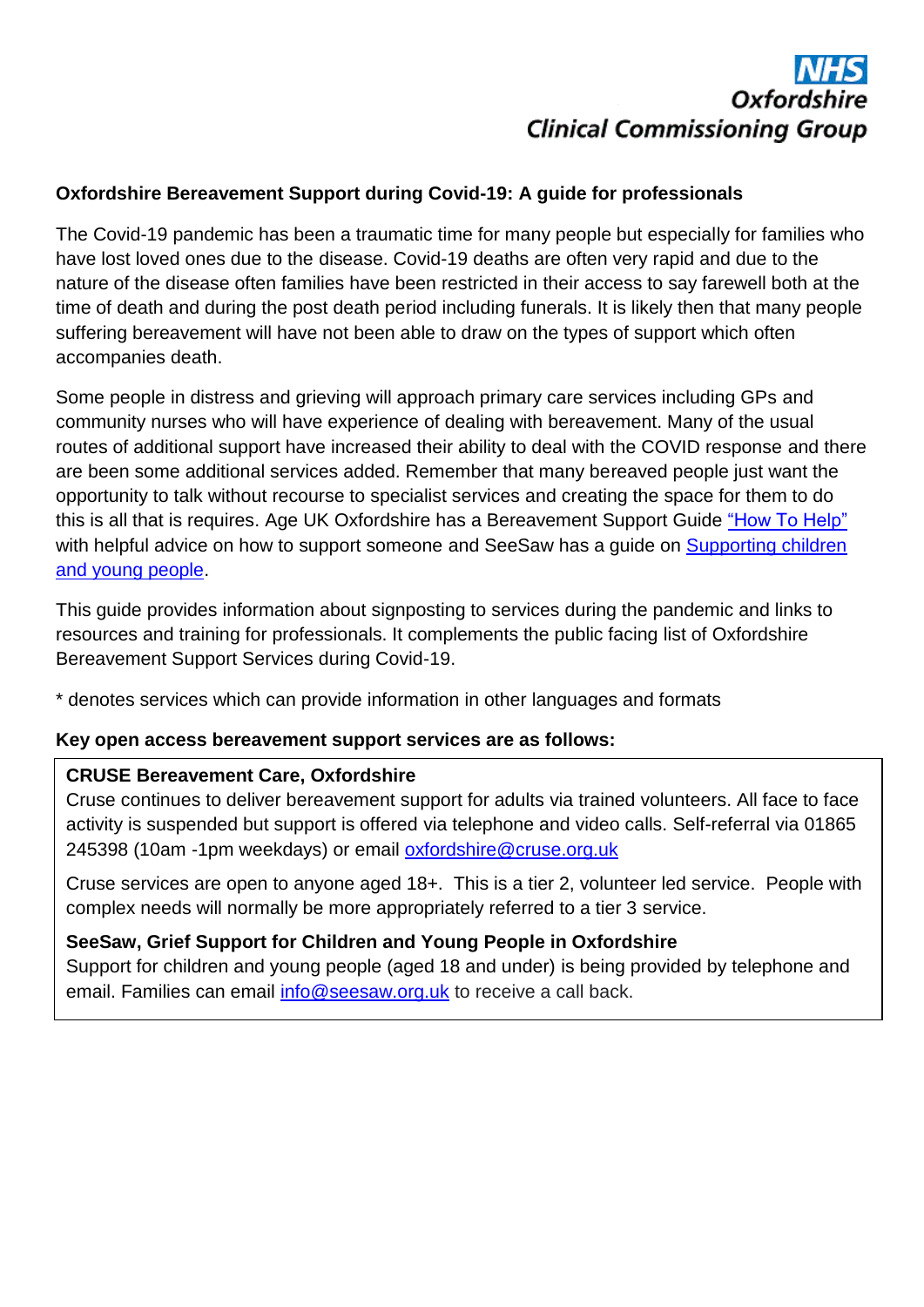NHS Oxfordshire Clinical Commissioning Group

**Oxfordshire Bereavement Support during Covid-19: A guide for professionals**

The Covid-19 pandemic has been a traumatic time for many people but especially for families who have lost loved ones due to the disease. Covid-19 deaths are often very rapid and due to the nature of the disease often families have been restricted in their access to say farewell both at the time of death and during the post death period including funerals. It is likely then that many people suffering bereavement will have not been able to draw on the types of support which often accompanies death.

Some people in distress and grieving will approach primary care services including GPs and community nurses who will have experience of dealing with bereavement. Many of the usual routes of additional support have increased their ability to deal with the COVID response and there are been some additional services added. Remember that many bereaved people just want the opportunity to talk without recourse to specialist services and creating the space for them to do this is all that is requires. Age UK Oxfordshire has a Bereavement Support Guide "How To Help" with helpful advice on how to support someone and SeeSaw has a guide on Supporting children and young people.

This guide provides information about signposting to services during the pandemic and links to resources and training for professionals. It complements the public facing list of Oxfordshire Bereavement Support Services during Covid-19.

* denotes services which can provide information in other languages and formats

**Key open access bereavement support services are as follows:**

**CRUSE Bereavement Care, Oxfordshire**
Cruse continues to deliver bereavement support for adults via trained volunteers. All face to face activity is suspended but support is offered via telephone and video calls. Self-referral via 01865 245398 (10am -1pm weekdays) or email oxfordshire@cruse.org.uk

Cruse services are open to anyone aged 18+. This is a tier 2, volunteer led service. People with complex needs will normally be more appropriately referred to a tier 3 service.

**SeeSaw, Grief Support for Children and Young People in Oxfordshire**
Support for children and young people (aged 18 and under) is being provided by telephone and email. Families can email info@seesaw.org.uk to receive a call back.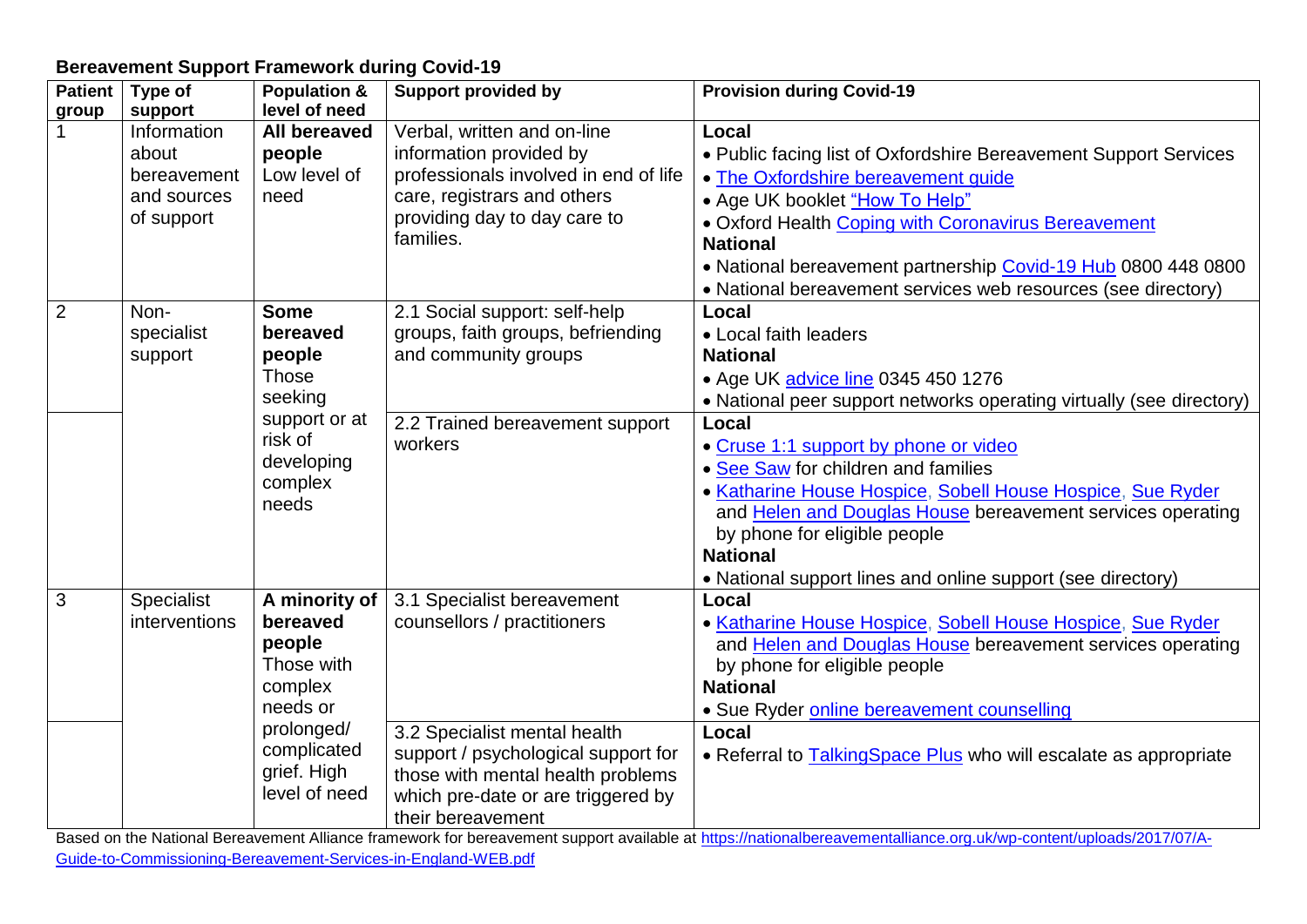**Bereavement Support Framework during Covid-19**

| Patient group | Type of support | Population & level of need | Support provided by | Provision during Covid-19 |
|---|---|---|---|---|
| 1 | Information about bereavement and sources of support | **All bereaved people** Low level of need | Verbal, written and on-line information provided by professionals involved in end of life care, registrars and others providing day to day care to families. | **Local**<br>• Public facing list of Oxfordshire Bereavement Support Services<br>• The Oxfordshire bereavement guide<br>• Age UK booklet "How To Help"<br>• Oxford Health Coping with Coronavirus Bereavement<br>**National**<br>• National bereavement partnership Covid-19 Hub 0800 448 0800<br>• National bereavement services web resources (see directory) |
| 2 | Non-specialist support | **Some bereaved people** Those seeking support or at risk of developing complex needs | 2.1 Social support: self-help groups, faith groups, befriending and community groups | **Local**<br>• Local faith leaders<br>**National**<br>• Age UK advice line 0345 450 1276<br>• National peer support networks operating virtually (see directory) |
| | | | 2.2 Trained bereavement support workers | **Local**<br>• Cruse 1:1 support by phone or video<br>• See Saw for children and families<br>• Katharine House Hospice, Sobell House Hospice, Sue Ryder and Helen and Douglas House bereavement services operating by phone for eligible people<br>**National**<br>• National support lines and online support (see directory) |
| 3 | Specialist interventions | **A minority of bereaved people** Those with complex needs or prolonged/ complicated grief. High level of need | 3.1 Specialist bereavement counsellors / practitioners | **Local**<br>• Katharine House Hospice, Sobell House Hospice, Sue Ryder and Helen and Douglas House bereavement services operating by phone for eligible people<br>**National**<br>• Sue Ryder online bereavement counselling |
| | | | 3.2 Specialist mental health support / psychological support for those with mental health problems which pre-date or are triggered by their bereavement | **Local**<br>• Referral to TalkingSpace Plus who will escalate as appropriate |

Based on the National Bereavement Alliance framework for bereavement support available at https://nationalbereavementalliance.org.uk/wp-content/uploads/2017/07/A-Guide-to-Commissioning-Bereavement-Services-in-England-WEB.pdf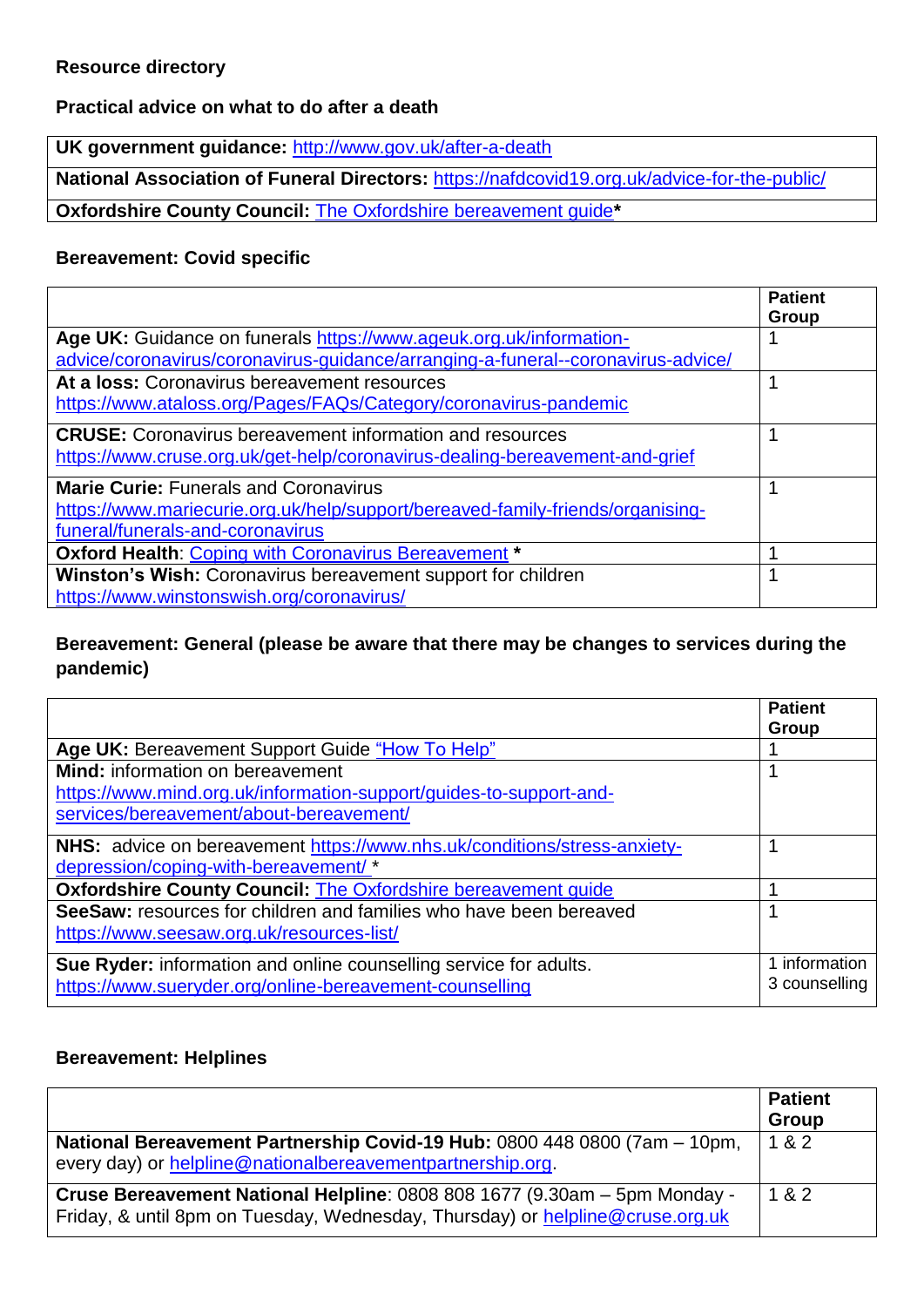**Resource directory**

**Practical advice on what to do after a death**

| |
|---|
| **UK government guidance:** http://www.gov.uk/after-a-death |
| **National Association of Funeral Directors:** https://nafdcovid19.org.uk/advice-for-the-public/ |
| **Oxfordshire County Council:** The Oxfordshire bereavement guide* |

**Bereavement: Covid specific**

| | Patient Group |
|---|---|
| **Age UK:** Guidance on funerals https://www.ageuk.org.uk/information-advice/coronavirus/coronavirus-guidance/arranging-a-funeral--coronavirus-advice/ | 1 |
| **At a loss:** Coronavirus bereavement resources https://www.ataloss.org/Pages/FAQs/Category/coronavirus-pandemic | 1 |
| **CRUSE:** Coronavirus bereavement information and resources https://www.cruse.org.uk/get-help/coronavirus-dealing-bereavement-and-grief | 1 |
| **Marie Curie:** Funerals and Coronavirus https://www.mariecurie.org.uk/help/support/bereaved-family-friends/organising-funeral/funerals-and-coronavirus | 1 |
| **Oxford Health**: Coping with Coronavirus Bereavement * | 1 |
| **Winston's Wish:** Coronavirus bereavement support for children https://www.winstonswish.org/coronavirus/ | 1 |

**Bereavement: General (please be aware that there may be changes to services during the pandemic)**

| | Patient Group |
|---|---|
| **Age UK:** Bereavement Support Guide "How To Help" | 1 |
| **Mind:** information on bereavement https://www.mind.org.uk/information-support/guides-to-support-and-services/bereavement/about-bereavement/ | 1 |
| **NHS:** advice on bereavement https://www.nhs.uk/conditions/stress-anxiety-depression/coping-with-bereavement/ * | 1 |
| **Oxfordshire County Council:** The Oxfordshire bereavement guide | 1 |
| **SeeSaw:** resources for children and families who have been bereaved https://www.seesaw.org.uk/resources-list/ | 1 |
| **Sue Ryder:** information and online counselling service for adults. https://www.sueryder.org/online-bereavement-counselling | 1 information 3 counselling |

**Bereavement: Helplines**

| | Patient Group |
|---|---|
| **National Bereavement Partnership Covid-19 Hub:** 0800 448 0800 (7am – 10pm, every day) or helpline@nationalbereavementpartnership.org. | 1 & 2 |
| **Cruse Bereavement National Helpline**: 0808 808 1677 (9.30am – 5pm Monday - Friday, & until 8pm on Tuesday, Wednesday, Thursday) or helpline@cruse.org.uk | 1 & 2 |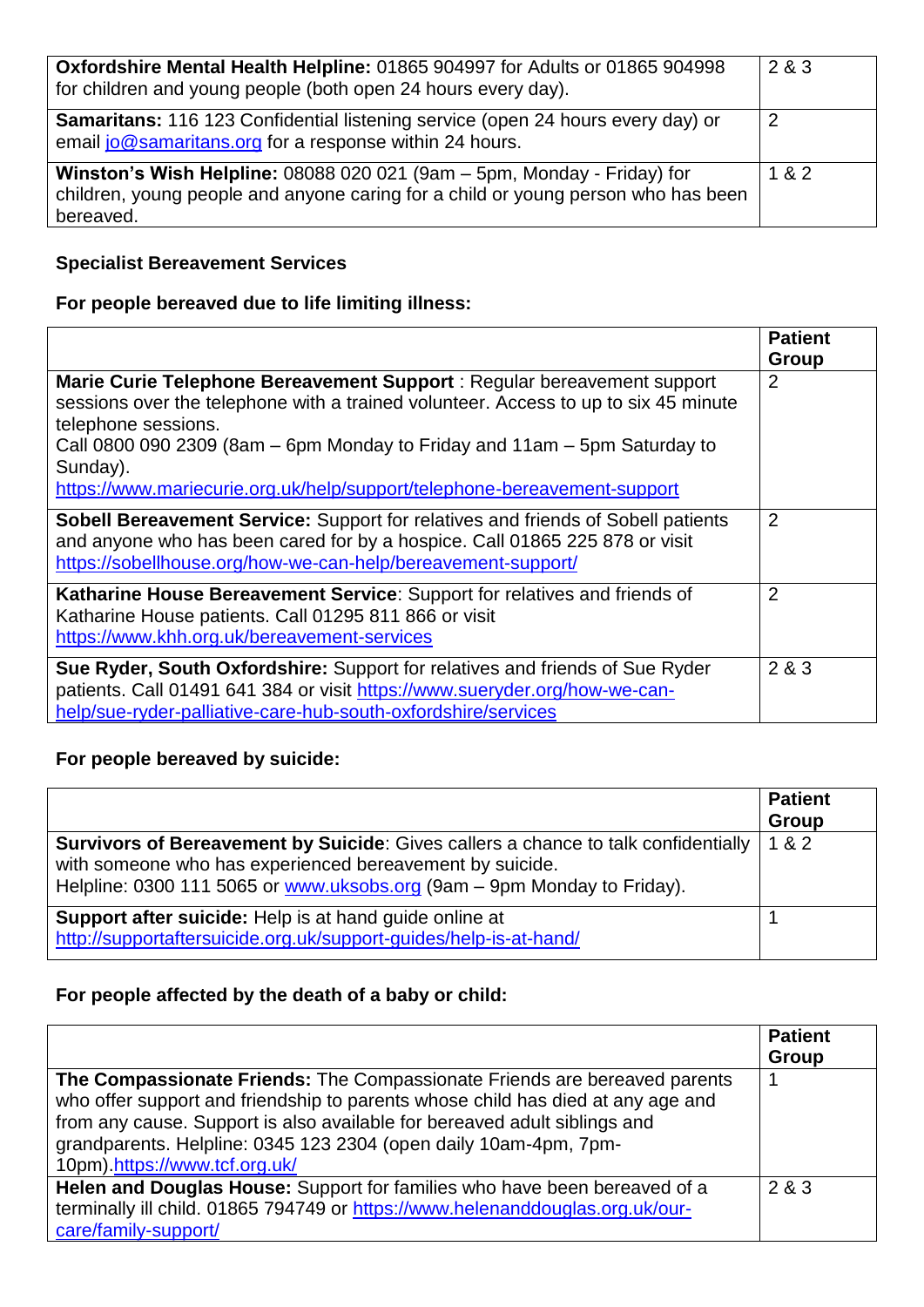| | |
|---|---|
| **Oxfordshire Mental Health Helpline:** 01865 904997 for Adults or 01865 904998 for children and young people (both open 24 hours every day). | 2 & 3 |
| **Samaritans:** 116 123 Confidential listening service (open 24 hours every day) or email jo@samaritans.org for a response within 24 hours. | 2 |
| **Winston's Wish Helpline:** 08088 020 021 (9am – 5pm, Monday - Friday) for children, young people and anyone caring for a child or young person who has been bereaved. | 1 & 2 |

**Specialist Bereavement Services**

**For people bereaved due to life limiting illness:**

| | Patient Group |
|---|---|
| **Marie Curie Telephone Bereavement Support** : Regular bereavement support sessions over the telephone with a trained volunteer. Access to up to six 45 minute telephone sessions. Call 0800 090 2309 (8am – 6pm Monday to Friday and 11am – 5pm Saturday to Sunday). https://www.mariecurie.org.uk/help/support/telephone-bereavement-support | 2 |
| **Sobell Bereavement Service:** Support for relatives and friends of Sobell patients and anyone who has been cared for by a hospice. Call 01865 225 878 or visit https://sobellhouse.org/how-we-can-help/bereavement-support/ | 2 |
| **Katharine House Bereavement Service**: Support for relatives and friends of Katharine House patients. Call 01295 811 866 or visit https://www.khh.org.uk/bereavement-services | 2 |
| **Sue Ryder, South Oxfordshire:** Support for relatives and friends of Sue Ryder patients. Call 01491 641 384 or visit https://www.sueryder.org/how-we-can-help/sue-ryder-palliative-care-hub-south-oxfordshire/services | 2 & 3 |

**For people bereaved by suicide:**

| | Patient Group |
|---|---|
| **Survivors of Bereavement by Suicide**: Gives callers a chance to talk confidentially with someone who has experienced bereavement by suicide. Helpline: 0300 111 5065 or www.uksobs.org (9am – 9pm Monday to Friday). | 1 & 2 |
| **Support after suicide:** Help is at hand guide online at http://supportaftersuicide.org.uk/support-guides/help-is-at-hand/ | 1 |

**For people affected by the death of a baby or child:**

| | Patient Group |
|---|---|
| **The Compassionate Friends:** The Compassionate Friends are bereaved parents who offer support and friendship to parents whose child has died at any age and from any cause. Support is also available for bereaved adult siblings and grandparents. Helpline: 0345 123 2304 (open daily 10am-4pm, 7pm-10pm).https://www.tcf.org.uk/ | 1 |
| **Helen and Douglas House:** Support for families who have been bereaved of a terminally ill child. 01865 794749 or https://www.helenanddouglas.org.uk/our-care/family-support/ | 2 & 3 |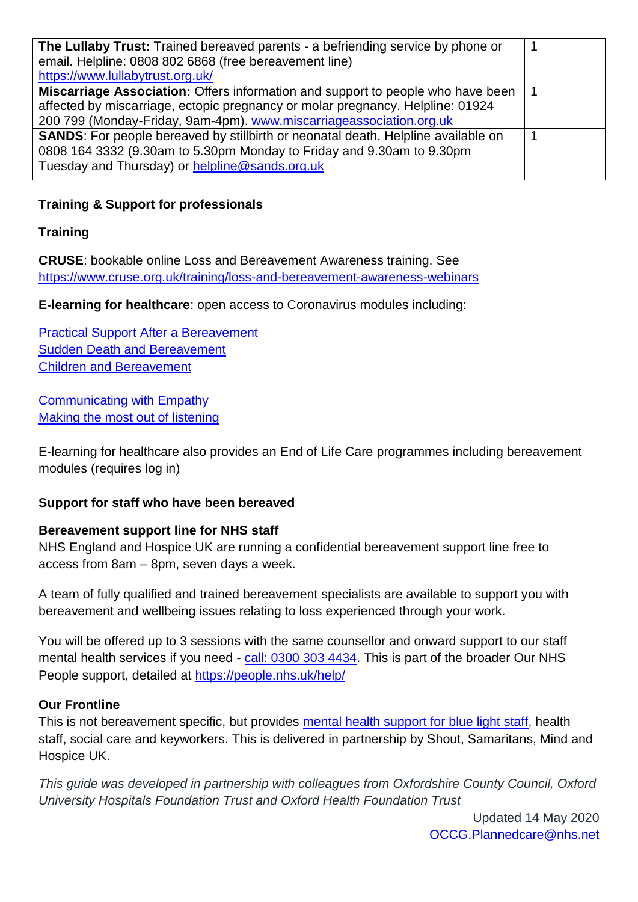| | |
|---|---|
| **The Lullaby Trust:** Trained bereaved parents - a befriending service by phone or email. Helpline: 0808 802 6868 (free bereavement line) https://www.lullabytrust.org.uk/ | 1 |
| **Miscarriage Association:** Offers information and support to people who have been affected by miscarriage, ectopic pregnancy or molar pregnancy. Helpline: 01924 200 799 (Monday-Friday, 9am-4pm). www.miscarriageassociation.org.uk | 1 |
| **SANDS**: For people bereaved by stillbirth or neonatal death. Helpline available on 0808 164 3332 (9.30am to 5.30pm Monday to Friday and 9.30am to 9.30pm Tuesday and Thursday) or helpline@sands.org.uk | 1 |

## Training & Support for professionals

### Training

**CRUSE**: bookable online Loss and Bereavement Awareness training. See https://www.cruse.org.uk/training/loss-and-bereavement-awareness-webinars

**E-learning for healthcare**: open access to Coronavirus modules including:

Practical Support After a Bereavement
Sudden Death and Bereavement
Children and Bereavement

Communicating with Empathy
Making the most out of listening

E-learning for healthcare also provides an End of Life Care programmes including bereavement modules (requires log in)

### Support for staff who have been bereaved

**Bereavement support line for NHS staff**
NHS England and Hospice UK are running a confidential bereavement support line free to access from 8am – 8pm, seven days a week.

A team of fully qualified and trained bereavement specialists are available to support you with bereavement and wellbeing issues relating to loss experienced through your work.

You will be offered up to 3 sessions with the same counsellor and onward support to our staff mental health services if you need - call: 0300 303 4434. This is part of the broader Our NHS People support, detailed at https://people.nhs.uk/help/

**Our Frontline**
This is not bereavement specific, but provides mental health support for blue light staff, health staff, social care and keyworkers. This is delivered in partnership by Shout, Samaritans, Mind and Hospice UK.

*This guide was developed in partnership with colleagues from Oxfordshire County Council, Oxford University Hospitals Foundation Trust and Oxford Health Foundation Trust*

Updated 14 May 2020
OCCG.Plannedcare@nhs.net